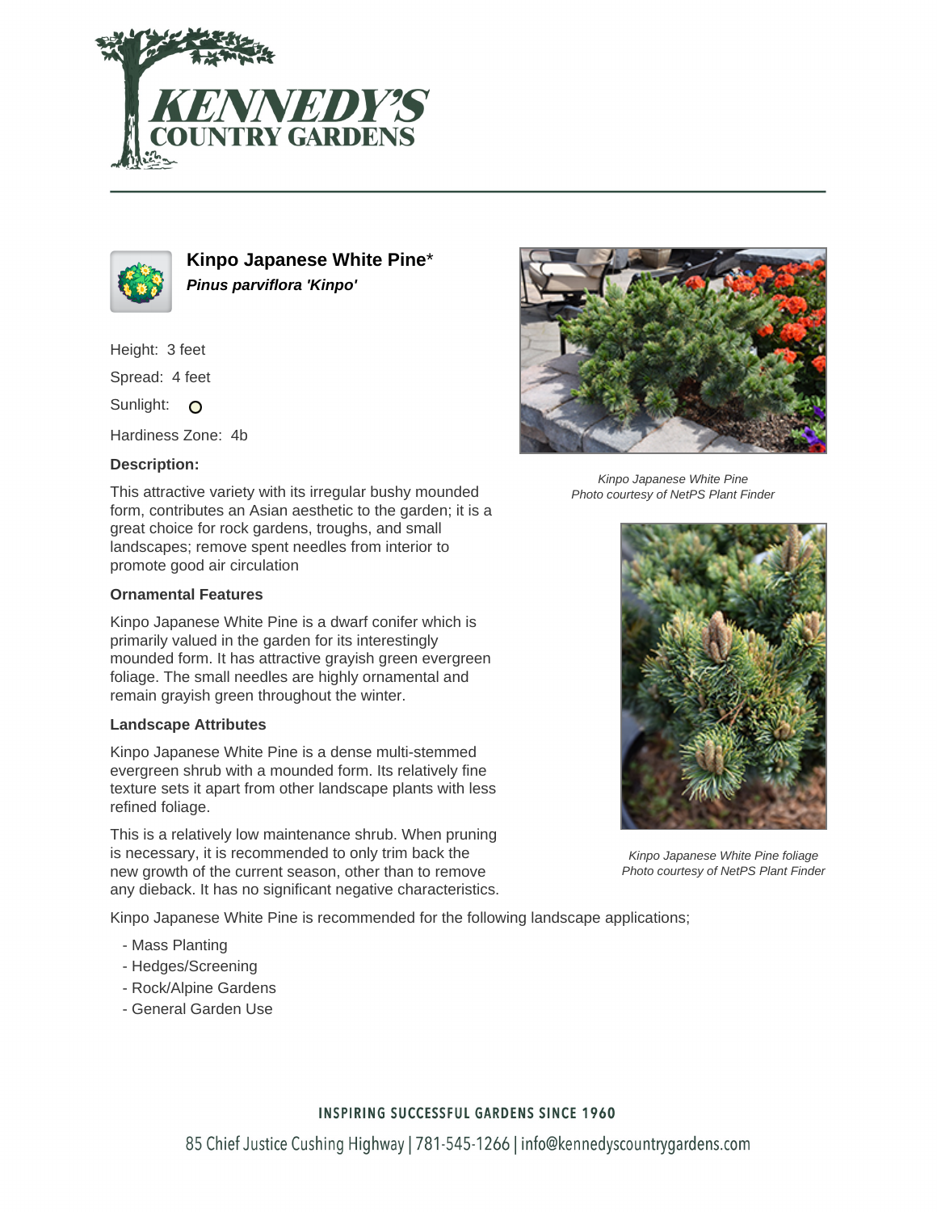# Kinpo Japanese White Pine*

***Pinus parviflora 'Kinpo'***

Height: 3 feet

Spread: 4 feet

Sunlight: O

Hardiness Zone: 4b

**Description:**

This attractive variety with its irregular bushy mounded form, contributes an Asian aesthetic to the garden; it is a great choice for rock gardens, troughs, and small landscapes; remove spent needles from interior to promote good air circulation

### Ornamental Features

Kinpo Japanese White Pine is a dwarf conifer which is primarily valued in the garden for its interestingly mounded form. It has attractive grayish green evergreen foliage. The small needles are highly ornamental and remain grayish green throughout the winter.

### Landscape Attributes

Kinpo Japanese White Pine is a dense multi-stemmed evergreen shrub with a mounded form. Its relatively fine texture sets it apart from other landscape plants with less refined foliage.

This is a relatively low maintenance shrub. When pruning is necessary, it is recommended to only trim back the new growth of the current season, other than to remove any dieback. It has no significant negative characteristics.

Kinpo Japanese White Pine is recommended for the following landscape applications;

- Mass Planting
- Hedges/Screening
- Rock/Alpine Gardens
- General Garden Use

*Kinpo Japanese White Pine*
*Photo courtesy of NetPS Plant Finder*

*Kinpo Japanese White Pine foliage*
*Photo courtesy of NetPS Plant Finder*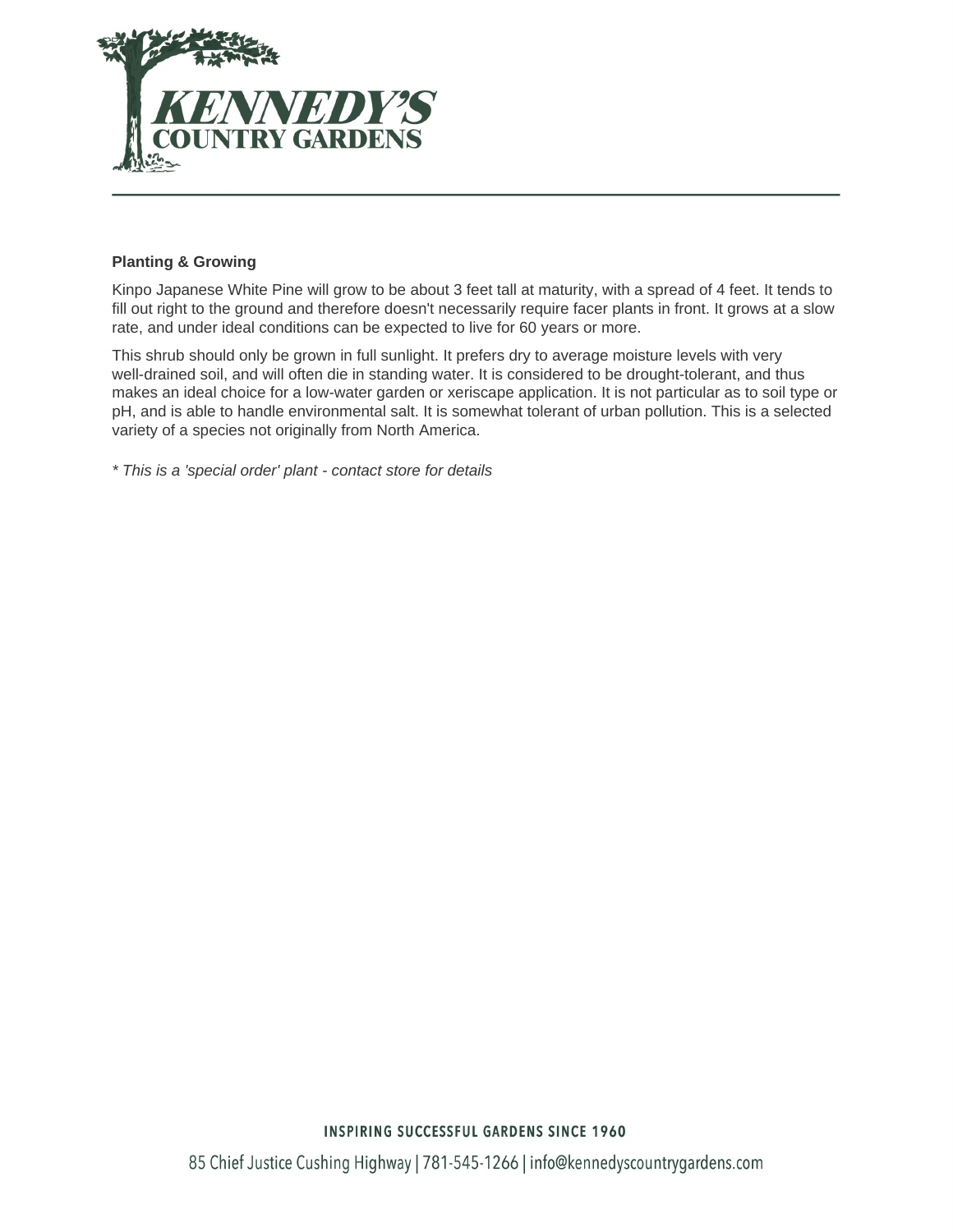**Planting & Growing**

Kinpo Japanese White Pine will grow to be about 3 feet tall at maturity, with a spread of 4 feet. It tends to fill out right to the ground and therefore doesn't necessarily require facer plants in front. It grows at a slow rate, and under ideal conditions can be expected to live for 60 years or more.

This shrub should only be grown in full sunlight. It prefers dry to average moisture levels with very well-drained soil, and will often die in standing water. It is considered to be drought-tolerant, and thus makes an ideal choice for a low-water garden or xeriscape application. It is not particular as to soil type or pH, and is able to handle environmental salt. It is somewhat tolerant of urban pollution. This is a selected variety of a species not originally from North America.

*\* This is a 'special order' plant - contact store for details*